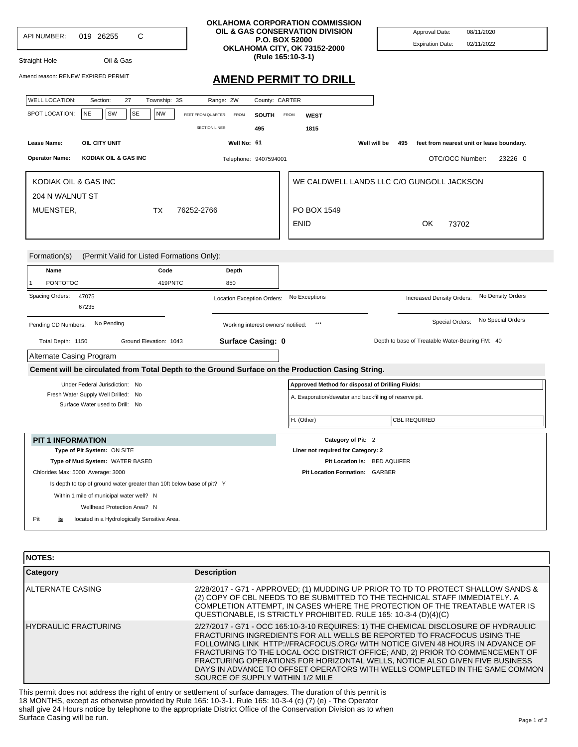API NUMBER: 019 26255 C

Straight Hole Oil & Gas

Amend reason: RENEW EXPIRED PERMIT

**OKLAHOMA CORPORATION COMMISSION**
**OIL & GAS CONSERVATION DIVISION**
**P.O. BOX 52000**
**OKLAHOMA CITY, OK 73152-2000**
**(Rule 165:10-3-1)**

Approval Date: 08/11/2020
Expiration Date: 02/11/2022

# AMEND PERMIT TO DRILL

WELL LOCATION: Section: 27 Township: 3S Range: 2W County: CARTER

SPOT LOCATION: NE SW SE NW FEET FROM QUARTER: FROM **SOUTH** FROM **WEST**

SECTION LINES: 495 1815

**Lease Name:** OIL CITY UNIT **Well No:** 61 **Well will be** 495 **feet from nearest unit or lease boundary.**

**Operator Name:** KODIAK OIL & GAS INC Telephone: 9407594001 OTC/OCC Number: 23226 0

KODIAK OIL & GAS INC
204 N WALNUT ST
MUENSTER, TX 76252-2766

WE CALDWELL LANDS LLC C/O GUNGOLL JACKSON
PO BOX 1549
ENID OK 73702

Formation(s) (Permit Valid for Listed Formations Only):

| | Name | Code | Depth |
|---|---|---|---|
| 1 | PONTOTOC | 419PNTC | 850 |

Spacing Orders: 47075, 67235

Location Exception Orders: No Exceptions

Increased Density Orders: No Density Orders

Pending CD Numbers: No Pending

Working interest owners' notified: ***

Special Orders: No Special Orders

Total Depth: 1150 Ground Elevation: 1043 **Surface Casing: 0** Depth to base of Treatable Water-Bearing FM: 40

Alternate Casing Program

**Cement will be circulated from Total Depth to the Ground Surface on the Production Casing String.**

Under Federal Jurisdiction: No
Fresh Water Supply Well Drilled: No
Surface Water used to Drill: No

**Approved Method for disposal of Drilling Fluids:**
A. Evaporation/dewater and backfilling of reserve pit.
H. (Other) CBL REQUIRED

**PIT 1 INFORMATION**

**Type of Pit System:** ON SITE
**Type of Mud System:** WATER BASED
Chlorides Max: 5000 Average: 3000
Is depth to top of ground water greater than 10ft below base of pit? Y
Within 1 mile of municipal water well? N
Wellhead Protection Area? N
Pit **is** located in a Hydrologically Sensitive Area.

**Category of Pit:** 2
**Liner not required for Category: 2**
**Pit Location is:** BED AQUIFER
**Pit Location Formation:** GARBER

**NOTES:**

| Category | Description |
|---|---|
| ALTERNATE CASING | 2/28/2017 - G71 - APPROVED; (1) MUDDING UP PRIOR TO TD TO PROTECT SHALLOW SANDS & (2) COPY OF CBL NEEDS TO BE SUBMITTED TO THE TECHNICAL STAFF IMMEDIATELY. A COMPLETION ATTEMPT, IN CASES WHERE THE PROTECTION OF THE TREATABLE WATER IS QUESTIONABLE, IS STRICTLY PROHIBITED. RULE 165: 10-3-4 (D)(4)(C) |
| HYDRAULIC FRACTURING | 2/27/2017 - G71 - OCC 165:10-3-10 REQUIRES: 1) THE CHEMICAL DISCLOSURE OF HYDRAULIC FRACTURING INGREDIENTS FOR ALL WELLS BE REPORTED TO FRACFOCUS USING THE FOLLOWING LINK HTTP://FRACFOCUS.ORG/ WITH NOTICE GIVEN 48 HOURS IN ADVANCE OF FRACTURING TO THE LOCAL OCC DISTRICT OFFICE; AND, 2) PRIOR TO COMMENCEMENT OF FRACTURING OPERATIONS FOR HORIZONTAL WELLS, NOTICE ALSO GIVEN FIVE BUSINESS DAYS IN ADVANCE TO OFFSET OPERATORS WITH WELLS COMPLETED IN THE SAME COMMON SOURCE OF SUPPLY WITHIN 1/2 MILE |

This permit does not address the right of entry or settlement of surface damages. The duration of this permit is 18 MONTHS, except as otherwise provided by Rule 165: 10-3-1. Rule 165: 10-3-4 (c) (7) (e) - The Operator shall give 24 Hours notice by telephone to the appropriate District Office of the Conservation Division as to when Surface Casing will be run.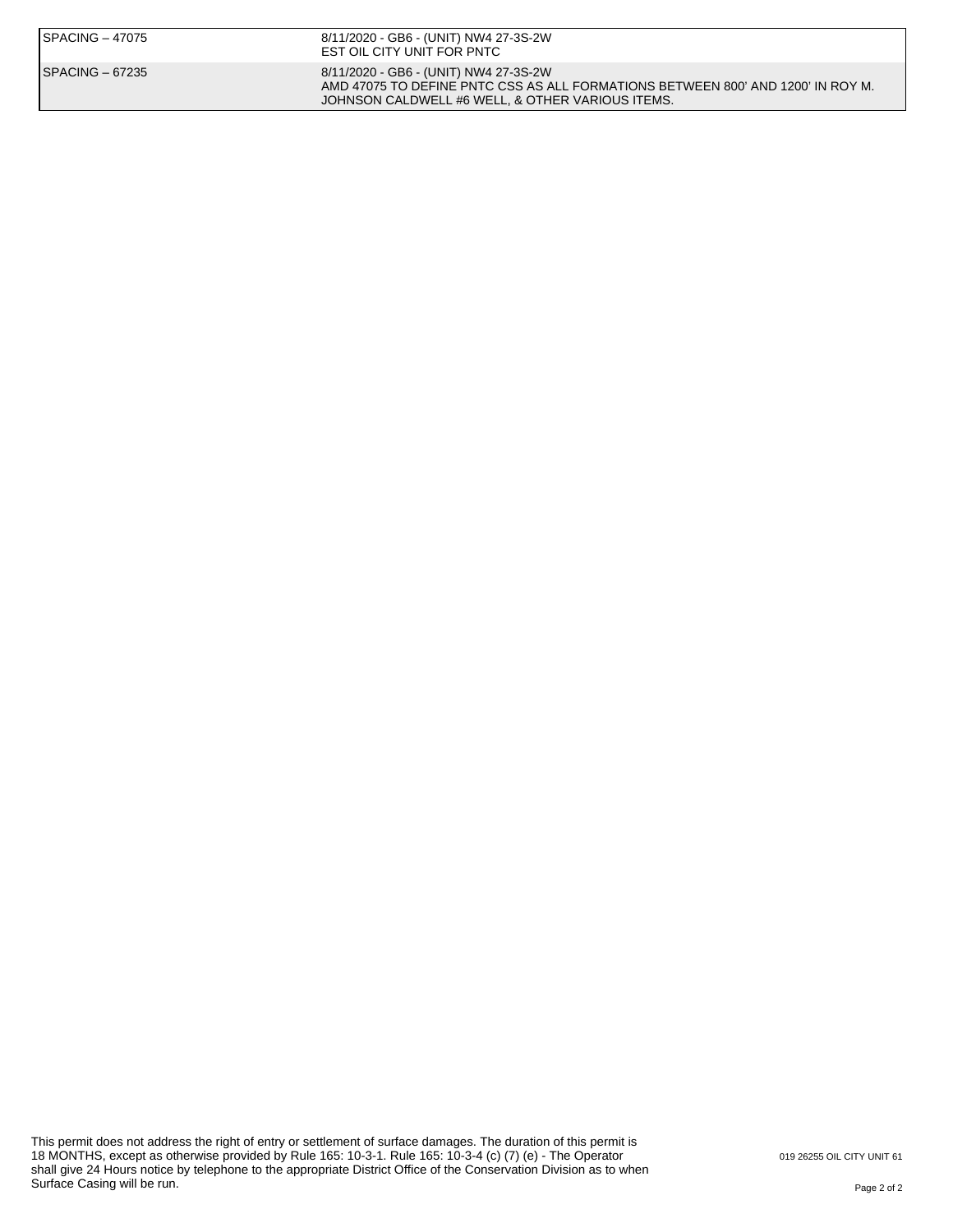| | |
|---|---|
| SPACING – 47075 | 8/11/2020 - GB6 - (UNIT) NW4 27-3S-2W<br>EST OIL CITY UNIT FOR PNTC |
| SPACING – 67235 | 8/11/2020 - GB6 - (UNIT) NW4 27-3S-2W<br>AMD 47075 TO DEFINE PNTC CSS AS ALL FORMATIONS BETWEEN 800' AND 1200' IN ROY M. JOHNSON CALDWELL #6 WELL, & OTHER VARIOUS ITEMS. |

This permit does not address the right of entry or settlement of surface damages. The duration of this permit is 18 MONTHS, except as otherwise provided by Rule 165: 10-3-1. Rule 165: 10-3-4 (c) (7) (e) - The Operator shall give 24 Hours notice by telephone to the appropriate District Office of the Conservation Division as to when Surface Casing will be run.

019 26255 OIL CITY UNIT 61